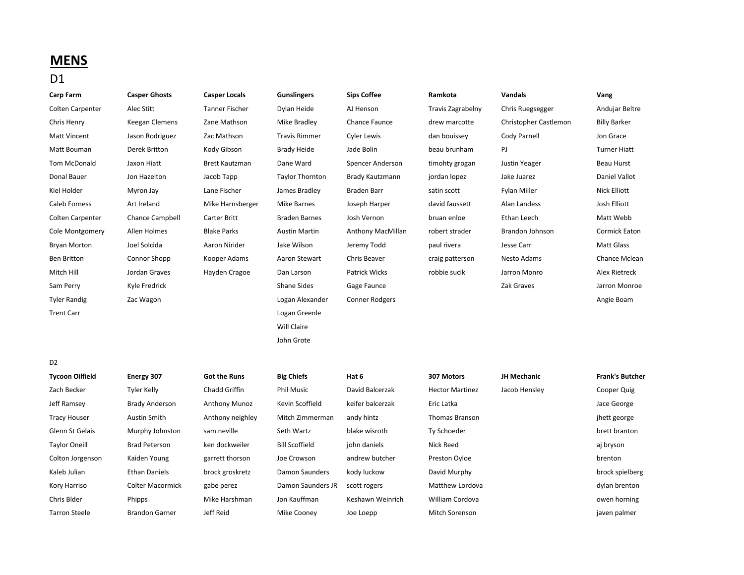# **MENS**

D1

| **Carp Farm** | **Casper Ghosts** | **Casper Locals** | **Gunslingers** | **Sips Coffee** | **Ramkota** | **Vandals** | **Vang** |
|---|---|---|---|---|---|---|---|
| Colten Carpenter | Alec Stitt | Tanner Fischer | Dylan Heide | AJ Henson | Travis Zagrabelny | Chris Ruegsegger | Andujar Beltre |
| Chris Henry | Keegan Clemens | Zane Mathson | Mike Bradley | Chance Faunce | drew marcotte | Christopher Castlemon | Billy Barker |
| Matt Vincent | Jason Rodriguez | Zac Mathson | Travis Rimmer | Cyler Lewis | dan bouissey | Cody Parnell | Jon Grace |
| Matt Bouman | Derek Britton | Kody Gibson | Brady Heide | Jade Bolin | beau brunham | PJ | Turner Hiatt |
| Tom McDonald | Jaxon Hiatt | Brett Kautzman | Dane Ward | Spencer Anderson | timohty grogan | Justin Yeager | Beau Hurst |
| Donal Bauer | Jon Hazelton | Jacob Tapp | Taylor Thornton | Brady Kautzmann | jordan lopez | Jake Juarez | Daniel Vallot |
| Kiel Holder | Myron Jay | Lane Fischer | James Bradley | Braden Barr | satin scott | Fylan Miller | Nick Elliott |
| Caleb Forness | Art Ireland | Mike Harnsberger | Mike Barnes | Joseph Harper | david faussett | Alan Landess | Josh Elliott |
| Colten Carpenter | Chance Campbell | Carter Britt | Braden Barnes | Josh Vernon | bruan enloe | Ethan Leech | Matt Webb |
| Cole Montgomery | Allen Holmes | Blake Parks | Austin Martin | Anthony MacMillan | robert strader | Brandon Johnson | Cormick Eaton |
| Bryan Morton | Joel Solcida | Aaron Nirider | Jake Wilson | Jeremy Todd | paul rivera | Jesse Carr | Matt Glass |
| Ben Britton | Connor Shopp | Kooper Adams | Aaron Stewart | Chris Beaver | craig patterson | Nesto Adams | Chance Mclean |
| Mitch Hill | Jordan Graves | Hayden Cragoe | Dan Larson | Patrick Wicks | robbie sucik | Jarron Monro | Alex Rietreck |
| Sam Perry | Kyle Fredrick | | Shane Sides | Gage Faunce | | Zak Graves | Jarron Monroe |
| Tyler Randig | Zac Wagon | | Logan Alexander | Conner Rodgers | | | Angie Boam |
| Trent Carr | | | Logan Greenle | | | | |
| | | | Will Claire | | | | |
| | | | John Grote | | | | |

D2

| **Tycoon Oilfield** | **Energy 307** | **Got the Runs** | **Big Chiefs** | **Hat 6** | **307 Motors** | **JH Mechanic** | **Frank's Butcher** |
|---|---|---|---|---|---|---|---|
| Zach Becker | Tyler Kelly | Chadd Griffin | Phil Music | David Balcerzak | Hector Martinez | Jacob Hensley | Cooper Quig |
| Jeff Ramsey | Brady Anderson | Anthony Munoz | Kevin Scoffield | keifer balcerzak | Eric Latka | | Jace George |
| Tracy Houser | Austin Smith | Anthony neighley | Mitch Zimmerman | andy hintz | Thomas Branson | | jhett george |
| Glenn St Gelais | Murphy Johnston | sam neville | Seth Wartz | blake wisroth | Ty Schoeder | | brett branton |
| Taylor Oneill | Brad Peterson | ken dockweiler | Bill Scoffield | john daniels | Nick Reed | | aj bryson |
| Colton Jorgenson | Kaiden Young | garrett thorson | Joe Crowson | andrew butcher | Preston Oyloe | | brenton |
| Kaleb Julian | Ethan Daniels | brock groskretz | Damon Saunders | kody luckow | David Murphy | | brock spielberg |
| Kory Harriso | Colter Macormick | gabe perez | Damon Saunders JR | scott rogers | Matthew Lordova | | dylan brenton |
| Chris Blder | Phipps | Mike Harshman | Jon Kauffman | Keshawn Weinrich | William Cordova | | owen horning |
| Tarron Steele | Brandon Garner | Jeff Reid | Mike Cooney | Joe Loepp | Mitch Sorenson | | javen palmer |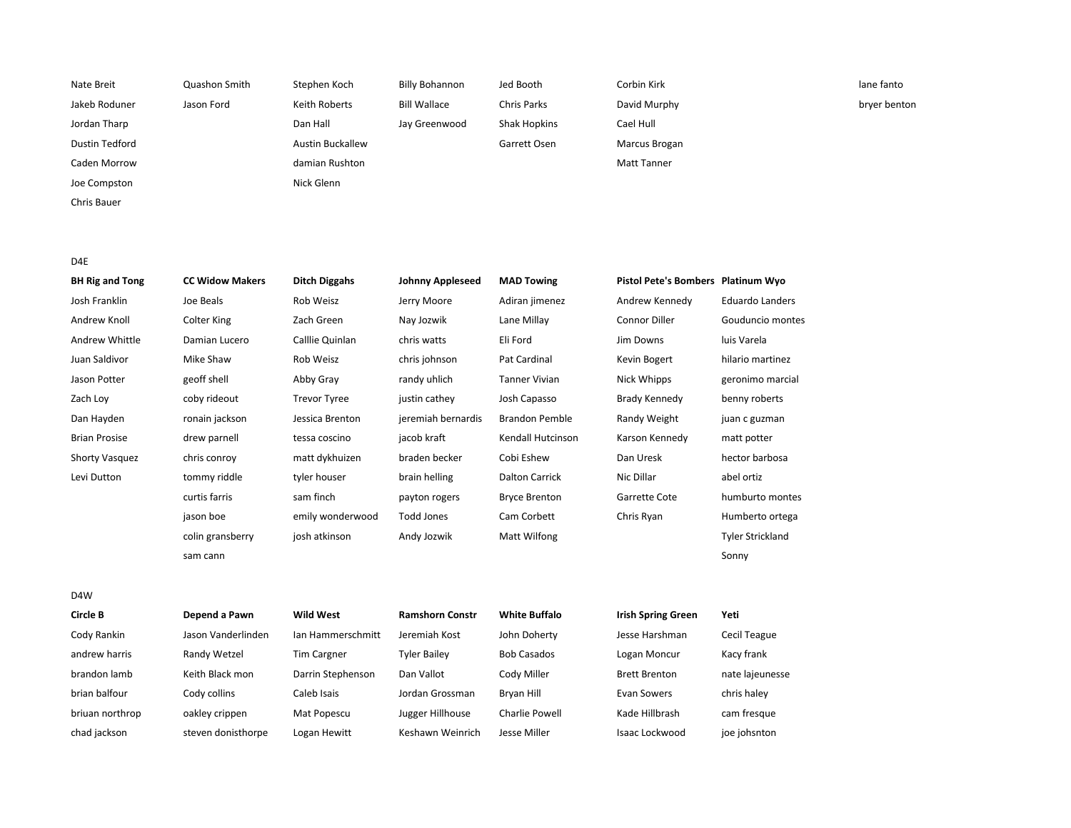| | | | | | | | |
|---|---|---|---|---|---|---|---|
| Nate Breit | Quashon Smith | Stephen Koch | Billy Bohannon | Jed Booth | Corbin Kirk | | lane fanto |
| Jakeb Roduner | Jason Ford | Keith Roberts | Bill Wallace | Chris Parks | David Murphy | | bryer benton |
| Jordan Tharp | | Dan Hall | Jay Greenwood | Shak Hopkins | Cael Hull | | |
| Dustin Tedford | | Austin Buckallew | | Garrett Osen | Marcus Brogan | | |
| Caden Morrow | | damian Rushton | | | Matt Tanner | | |
| Joe Compston | | Nick Glenn | | | | | |
| Chris Bauer | | | | | | | |

D4E

| **BH Rig and Tong** | **CC Widow Makers** | **Ditch Diggahs** | **Johnny Appleseed** | **MAD Towing** | **Pistol Pete's Bombers** | **Platinum Wyo** |
|---|---|---|---|---|---|---|
| Josh Franklin | Joe Beals | Rob Weisz | Jerry Moore | Adiran jimenez | Andrew Kennedy | Eduardo Landers |
| Andrew Knoll | Colter King | Zach Green | Nay Jozwik | Lane Millay | Connor Diller | Gouduncio montes |
| Andrew Whittle | Damian Lucero | Calllie Quinlan | chris watts | Eli Ford | Jim Downs | luis Varela |
| Juan Saldivor | Mike Shaw | Rob Weisz | chris johnson | Pat Cardinal | Kevin Bogert | hilario martinez |
| Jason Potter | geoff shell | Abby Gray | randy uhlich | Tanner Vivian | Nick Whipps | geronimo marcial |
| Zach Loy | coby rideout | Trevor Tyree | justin cathey | Josh Capasso | Brady Kennedy | benny roberts |
| Dan Hayden | ronain jackson | Jessica Brenton | jeremiah bernardis | Brandon Pemble | Randy Weight | juan c guzman |
| Brian Prosise | drew parnell | tessa coscino | jacob kraft | Kendall Hutcinson | Karson Kennedy | matt potter |
| Shorty Vasquez | chris conroy | matt dykhuizen | braden becker | Cobi Eshew | Dan Uresk | hector barbosa |
| Levi Dutton | tommy riddle | tyler houser | brain helling | Dalton Carrick | Nic Dillar | abel ortiz |
| | curtis farris | sam finch | payton rogers | Bryce Brenton | Garrette Cote | humburto montes |
| | jason boe | emily wonderwood | Todd Jones | Cam Corbett | Chris Ryan | Humberto ortega |
| | colin gransberry | josh atkinson | Andy Jozwik | Matt Wilfong | | Tyler Strickland |
| | sam cann | | | | | Sonny |

D4W

| **Circle B** | **Depend a Pawn** | **Wild West** | **Ramshorn Constr** | **White Buffalo** | **Irish Spring Green** | **Yeti** |
|---|---|---|---|---|---|---|
| Cody Rankin | Jason Vanderlinden | Ian Hammerschmitt | Jeremiah Kost | John Doherty | Jesse Harshman | Cecil Teague |
| andrew harris | Randy Wetzel | Tim Cargner | Tyler Bailey | Bob Casados | Logan Moncur | Kacy frank |
| brandon lamb | Keith Black mon | Darrin Stephenson | Dan Vallot | Cody Miller | Brett Brenton | nate lajeunesse |
| brian balfour | Cody collins | Caleb Isais | Jordan Grossman | Bryan Hill | Evan Sowers | chris haley |
| briuan northrop | oakley crippen | Mat Popescu | Jugger Hillhouse | Charlie Powell | Kade Hillbrash | cam fresque |
| chad jackson | steven donisthorpe | Logan Hewitt | Keshawn Weinrich | Jesse Miller | Isaac Lockwood | joe johsnton |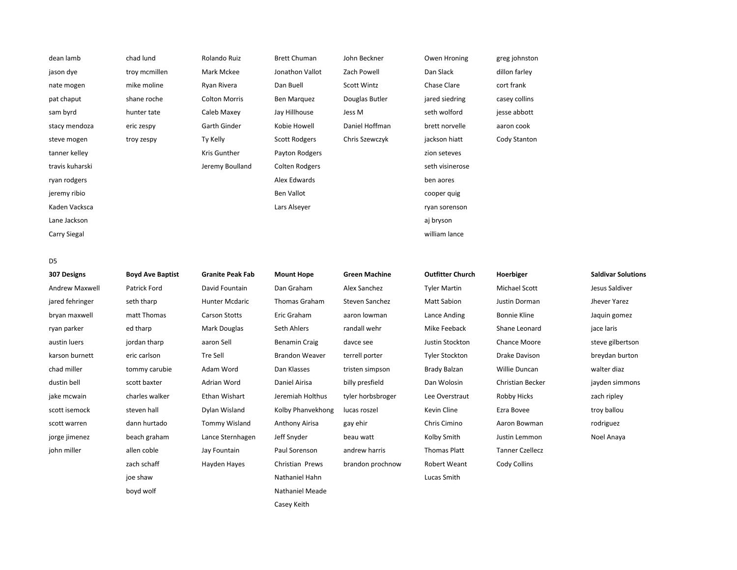| | | | | | | |
|---|---|---|---|---|---|---|
| dean lamb | chad lund | Rolando Ruiz | Brett Chuman | John Beckner | Owen Hroning | greg johnston |
| jason dye | troy mcmillen | Mark Mckee | Jonathon Vallot | Zach Powell | Dan Slack | dillon farley |
| nate mogen | mike moline | Ryan Rivera | Dan Buell | Scott Wintz | Chase Clare | cort frank |
| pat chaput | shane roche | Colton Morris | Ben Marquez | Douglas Butler | jared siedring | casey collins |
| sam byrd | hunter tate | Caleb Maxey | Jay Hillhouse | Jess M | seth wolford | jesse abbott |
| stacy mendoza | eric zespy | Garth Ginder | Kobie Howell | Daniel Hoffman | brett norvelle | aaron cook |
| steve mogen | troy zespy | Ty Kelly | Scott Rodgers | Chris Szewczyk | jackson hiatt | Cody Stanton |
| tanner kelley | | Kris Gunther | Payton Rodgers | | zion seteves | |
| travis kuharski | | Jeremy Boulland | Colten Rodgers | | seth visinerose | |
| ryan rodgers | | | Alex Edwards | | ben aores | |
| jeremy ribio | | | Ben Vallot | | cooper quig | |
| Kaden Vacksca | | | Lars Alseyer | | ryan sorenson | |
| Lane Jackson | | | | | aj bryson | |
| Carry Siegal | | | | | william lance | |

D5

| 307 Designs | Boyd Ave Baptist | Granite Peak Fab | Mount Hope | Green Machine | Outfitter Church | Hoerbiger | Saldivar Solutions |
|---|---|---|---|---|---|---|---|
| Andrew Maxwell | Patrick Ford | David Fountain | Dan Graham | Alex Sanchez | Tyler Martin | Michael Scott | Jesus Saldiver |
| jared fehringer | seth tharp | Hunter Mcdaric | Thomas Graham | Steven Sanchez | Matt Sabion | Justin Dorman | Jhever Yarez |
| bryan maxwell | matt Thomas | Carson Stotts | Eric Graham | aaron lowman | Lance Anding | Bonnie Kline | Jaquin gomez |
| ryan parker | ed tharp | Mark Douglas | Seth Ahlers | randall wehr | Mike Feeback | Shane Leonard | jace laris |
| austin luers | jordan tharp | aaron Sell | Benamin Craig | davce see | Justin Stockton | Chance Moore | steve gilbertson |
| karson burnett | eric carlson | Tre Sell | Brandon Weaver | terrell porter | Tyler Stockton | Drake Davison | breydan burton |
| chad miller | tommy carubie | Adam Word | Dan Klasses | tristen simpson | Brady Balzan | Willie Duncan | walter diaz |
| dustin bell | scott baxter | Adrian Word | Daniel Airisa | billy presfield | Dan Wolosin | Christian Becker | jayden simmons |
| jake mcwain | charles walker | Ethan Wishart | Jeremiah Holthus | tyler horbsbroger | Lee Overstraut | Robby Hicks | zach ripley |
| scott isemock | steven hall | Dylan Wisland | Kolby Phanvekhong | lucas roszel | Kevin Cline | Ezra Bovee | troy ballou |
| scott warren | dann hurtado | Tommy Wisland | Anthony Airisa | gay ehir | Chris Cimino | Aaron Bowman | rodriguez |
| jorge jimenez | beach graham | Lance Sternhagen | Jeff Snyder | beau watt | Kolby Smith | Justin Lemmon | Noel Anaya |
| john miller | allen coble | Jay Fountain | Paul Sorenson | andrew harris | Thomas Platt | Tanner Czellecz | |
| | zach schaff | Hayden Hayes | Christian Prews | brandon prochnow | Robert Weant | Cody Collins | |
| | joe shaw | | Nathaniel Hahn | | Lucas Smith | | |
| | boyd wolf | | Nathaniel Meade | | | | |
| | | | Casey Keith | | | | |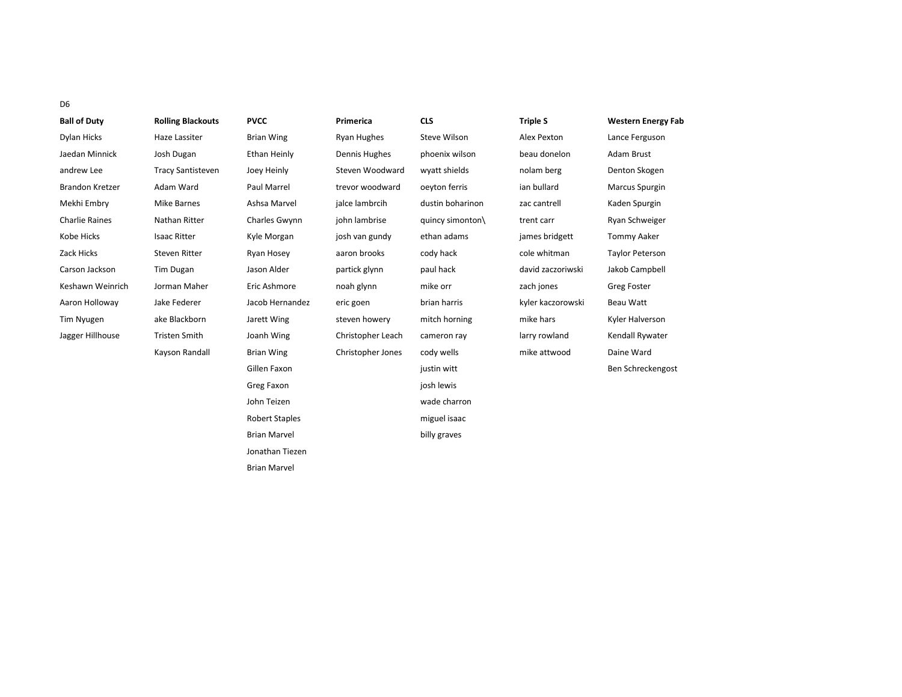D6

| Ball of Duty | Rolling Blackouts | PVCC | Primerica | CLS | Triple S | Western Energy Fab |
|---|---|---|---|---|---|---|
| Dylan Hicks | Haze Lassiter | Brian Wing | Ryan Hughes | Steve Wilson | Alex Pexton | Lance Ferguson |
| Jaedan Minnick | Josh Dugan | Ethan Heinly | Dennis Hughes | phoenix wilson | beau donelon | Adam Brust |
| andrew Lee | Tracy Santisteven | Joey Heinly | Steven Woodward | wyatt shields | nolam berg | Denton Skogen |
| Brandon Kretzer | Adam Ward | Paul Marrel | trevor woodward | oeyton ferris | ian bullard | Marcus Spurgin |
| Mekhi Embry | Mike Barnes | Ashsa Marvel | jalce lambrcih | dustin boharinon | zac cantrell | Kaden Spurgin |
| Charlie Raines | Nathan Ritter | Charles Gwynn | john lambrise | quincy simonton\ | trent carr | Ryan Schweiger |
| Kobe Hicks | Isaac Ritter | Kyle Morgan | josh van gundy | ethan adams | james bridgett | Tommy Aaker |
| Zack Hicks | Steven Ritter | Ryan Hosey | aaron brooks | cody hack | cole whitman | Taylor Peterson |
| Carson Jackson | Tim Dugan | Jason Alder | partick glynn | paul hack | david zaczoriwski | Jakob Campbell |
| Keshawn Weinrich | Jorman Maher | Eric Ashmore | noah glynn | mike orr | zach jones | Greg Foster |
| Aaron Holloway | Jake Federer | Jacob Hernandez | eric goen | brian harris | kyler kaczorowski | Beau Watt |
| Tim Nyugen | ake Blackborn | Jarett Wing | steven howery | mitch horning | mike hars | Kyler Halverson |
| Jagger Hillhouse | Tristen Smith | Joanh Wing | Christopher Leach | cameron ray | larry rowland | Kendall Rywater |
| | Kayson Randall | Brian Wing | Christopher Jones | cody wells | mike attwood | Daine Ward |
| | | Gillen Faxon | | justin witt | | Ben Schreckengost |
| | | Greg Faxon | | josh lewis | | |
| | | John Teizen | | wade charron | | |
| | | Robert Staples | | miguel isaac | | |
| | | Brian Marvel | | billy graves | | |
| | | Jonathan Tiezen | | | | |
| | | Brian Marvel | | | | |